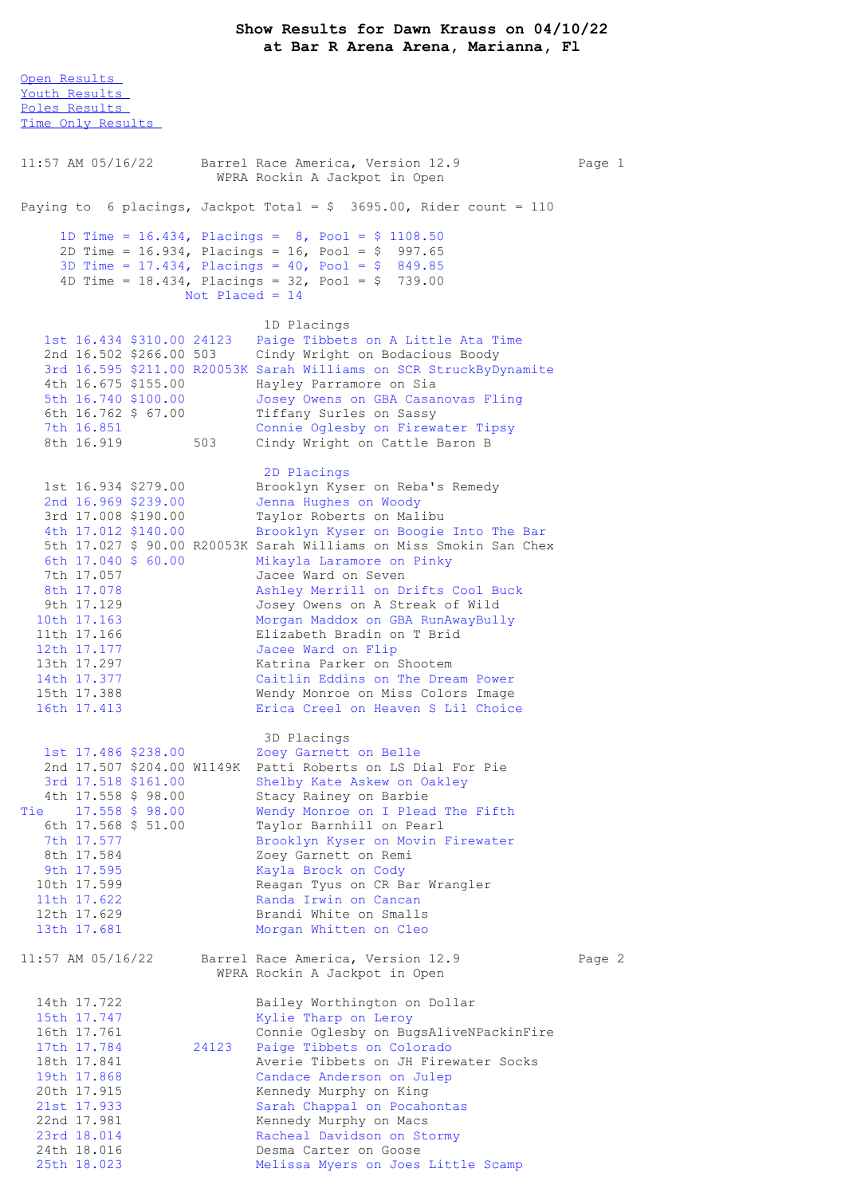# Show Results for Dawn Krauss on 04/10/22
## at Bar R Arena Arena, Marianna, Fl

Open Results
Youth Results
Poles Results
Time Only Results

11:57 AM 05/16/22 Barrel Race America, Version 12.9

WPRA Rockin A Jackpot in Open

Paying to 6 placings, Jackpot Total = $ 3695.00, Rider count = 110

| Division | Time | Placings | Pool |
|---|---|---|---|
| 1D | 16.434 | 8 | $ 1108.50 |
| 2D | 16.934 | 16 | $ 997.65 |
| 3D | 17.434 | 40 | $ 849.85 |
| 4D | 18.434 | 32 | $ 739.00 |

Not Placed = 14

### 1D Placings

| Place | Time | Payout | ID | Rider/Horse |
|---|---|---|---|---|
| 1st | 16.434 | $310.00 | 24123 | Paige Tibbets on A Little Ata Time |
| 2nd | 16.502 | $266.00 | 503 | Cindy Wright on Bodacious Boody |
| 3rd | 16.595 | $211.00 | R20053K | Sarah Williams on SCR StruckByDynamite |
| 4th | 16.675 | $155.00 | | Hayley Parramore on Sia |
| 5th | 16.740 | $100.00 | | Josey Owens on GBA Casanovas Fling |
| 6th | 16.762 | $ 67.00 | | Tiffany Surles on Sassy |
| 7th | 16.851 | | | Connie Oglesby on Firewater Tipsy |
| 8th | 16.919 | | 503 | Cindy Wright on Cattle Baron B |

### 2D Placings

| Place | Time | Payout | ID | Rider/Horse |
|---|---|---|---|---|
| 1st | 16.934 | $279.00 | | Brooklyn Kyser on Reba's Remedy |
| 2nd | 16.969 | $239.00 | | Jenna Hughes on Woody |
| 3rd | 17.008 | $190.00 | | Taylor Roberts on Malibu |
| 4th | 17.012 | $140.00 | | Brooklyn Kyser on Boogie Into The Bar |
| 5th | 17.027 | $ 90.00 | R20053K | Sarah Williams on Miss Smokin San Chex |
| 6th | 17.040 | $ 60.00 | | Mikayla Laramore on Pinky |
| 7th | 17.057 | | | Jacee Ward on Seven |
| 8th | 17.078 | | | Ashley Merrill on Drifts Cool Buck |
| 9th | 17.129 | | | Josey Owens on A Streak of Wild |
| 10th | 17.163 | | | Morgan Maddox on GBA RunAwayBully |
| 11th | 17.166 | | | Elizabeth Bradin on T Brid |
| 12th | 17.177 | | | Jacee Ward on Flip |
| 13th | 17.297 | | | Katrina Parker on Shootem |
| 14th | 17.377 | | | Caitlin Eddins on The Dream Power |
| 15th | 17.388 | | | Wendy Monroe on Miss Colors Image |
| 16th | 17.413 | | | Erica Creel on Heaven S Lil Choice |

### 3D Placings

| Place | Time | Payout | ID | Rider/Horse |
|---|---|---|---|---|
| 1st | 17.486 | $238.00 | | Zoey Garnett on Belle |
| 2nd | 17.507 | $204.00 | W1149K | Patti Roberts on LS Dial For Pie |
| 3rd | 17.518 | $161.00 | | Shelby Kate Askew on Oakley |
| 4th | 17.558 | $ 98.00 | | Stacy Rainey on Barbie |
| Tie | 17.558 | $ 98.00 | | Wendy Monroe on I Plead The Fifth |
| 6th | 17.568 | $ 51.00 | | Taylor Barnhill on Pearl |
| 7th | 17.577 | | | Brooklyn Kyser on Movin Firewater |
| 8th | 17.584 | | | Zoey Garnett on Remi |
| 9th | 17.595 | | | Kayla Brock on Cody |
| 10th | 17.599 | | | Reagan Tyus on CR Bar Wrangler |
| 11th | 17.622 | | | Randa Irwin on Cancan |
| 12th | 17.629 | | | Brandi White on Smalls |
| 13th | 17.681 | | | Morgan Whitten on Cleo |
| 14th | 17.722 | | | Bailey Worthington on Dollar |
| 15th | 17.747 | | | Kylie Tharp on Leroy |
| 16th | 17.761 | | | Connie Oglesby on BugsAliveNPackinFire |
| 17th | 17.784 | | 24123 | Paige Tibbets on Colorado |
| 18th | 17.841 | | | Averie Tibbets on JH Firewater Socks |
| 19th | 17.868 | | | Candace Anderson on Julep |
| 20th | 17.915 | | | Kennedy Murphy on King |
| 21st | 17.933 | | | Sarah Chappal on Pocahontas |
| 22nd | 17.981 | | | Kennedy Murphy on Macs |
| 23rd | 18.014 | | | Racheal Davidson on Stormy |
| 24th | 18.016 | | | Desma Carter on Goose |
| 25th | 18.023 | | | Melissa Myers on Joes Little Scamp |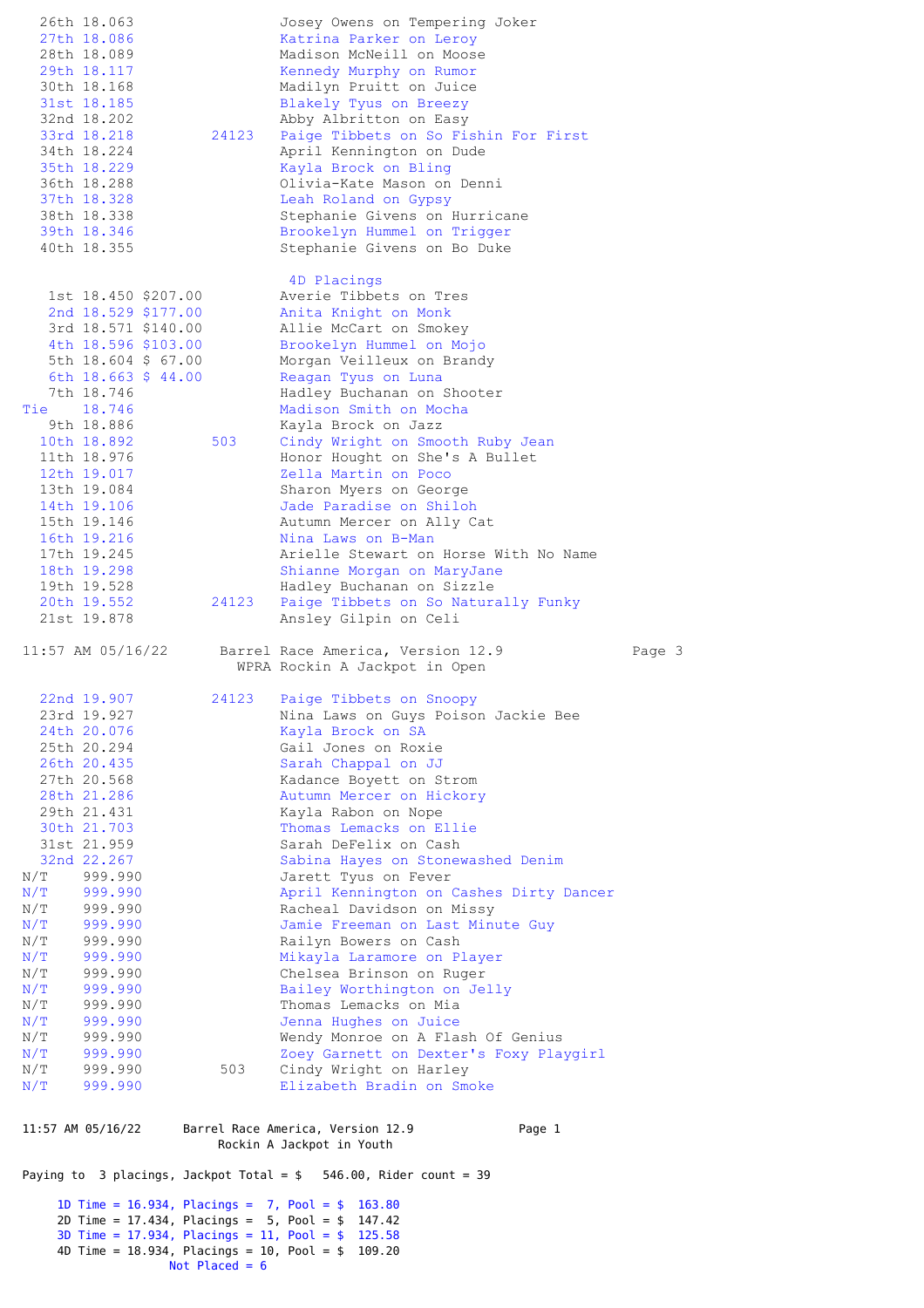| Place | Time | Payout | No. | Rider on Horse |
|---|---|---|---|---|
| 26th | 18.063 | | | Josey Owens on Tempering Joker |
| 27th | 18.086 | | | Katrina Parker on Leroy |
| 28th | 18.089 | | | Madison McNeill on Moose |
| 29th | 18.117 | | | Kennedy Murphy on Rumor |
| 30th | 18.168 | | | Madilyn Pruitt on Juice |
| 31st | 18.185 | | | Blakely Tyus on Breezy |
| 32nd | 18.202 | | | Abby Albritton on Easy |
| 33rd | 18.218 | | 24123 | Paige Tibbets on So Fishin For First |
| 34th | 18.224 | | | April Kennington on Dude |
| 35th | 18.229 | | | Kayla Brock on Bling |
| 36th | 18.288 | | | Olivia-Kate Mason on Denni |
| 37th | 18.328 | | | Leah Roland on Gypsy |
| 38th | 18.338 | | | Stephanie Givens on Hurricane |
| 39th | 18.346 | | | Brookelyn Hummel on Trigger |
| 40th | 18.355 | | | Stephanie Givens on Bo Duke |

## 4D Placings

| Place | Time | Payout | No. | Rider on Horse |
|---|---|---|---|---|
| 1st | 18.450 | $207.00 | | Averie Tibbets on Tres |
| 2nd | 18.529 | $177.00 | | Anita Knight on Monk |
| 3rd | 18.571 | $140.00 | | Allie McCart on Smokey |
| 4th | 18.596 | $103.00 | | Brookelyn Hummel on Mojo |
| 5th | 18.604 | $ 67.00 | | Morgan Veilleux on Brandy |
| 6th | 18.663 | $ 44.00 | | Reagan Tyus on Luna |
| 7th | 18.746 | | | Hadley Buchanan on Shooter |
| Tie | 18.746 | | | Madison Smith on Mocha |
| 9th | 18.886 | | | Kayla Brock on Jazz |
| 10th | 18.892 | | 503 | Cindy Wright on Smooth Ruby Jean |
| 11th | 18.976 | | | Honor Hought on She's A Bullet |
| 12th | 19.017 | | | Zella Martin on Poco |
| 13th | 19.084 | | | Sharon Myers on George |
| 14th | 19.106 | | | Jade Paradise on Shiloh |
| 15th | 19.146 | | | Autumn Mercer on Ally Cat |
| 16th | 19.216 | | | Nina Laws on B-Man |
| 17th | 19.245 | | | Arielle Stewart on Horse With No Name |
| 18th | 19.298 | | | Shianne Morgan on MaryJane |
| 19th | 19.528 | | | Hadley Buchanan on Sizzle |
| 20th | 19.552 | | 24123 | Paige Tibbets on So Naturally Funky |
| 21st | 19.878 | | | Ansley Gilpin on Celi |

11:57 AM 05/16/22 Barrel Race America, Version 12.9
WPRA Rockin A Jackpot in Open

| Place | Time | Payout | No. | Rider on Horse |
|---|---|---|---|---|
| 22nd | 19.907 | | 24123 | Paige Tibbets on Snoopy |
| 23rd | 19.927 | | | Nina Laws on Guys Poison Jackie Bee |
| 24th | 20.076 | | | Kayla Brock on SA |
| 25th | 20.294 | | | Gail Jones on Roxie |
| 26th | 20.435 | | | Sarah Chappal on JJ |
| 27th | 20.568 | | | Kadance Boyett on Strom |
| 28th | 21.286 | | | Autumn Mercer on Hickory |
| 29th | 21.431 | | | Kayla Rabon on Nope |
| 30th | 21.703 | | | Thomas Lemacks on Ellie |
| 31st | 21.959 | | | Sarah DeFelix on Cash |
| 32nd | 22.267 | | | Sabina Hayes on Stonewashed Denim |
| N/T | 999.990 | | | Jarett Tyus on Fever |
| N/T | 999.990 | | | April Kennington on Cashes Dirty Dancer |
| N/T | 999.990 | | | Racheal Davidson on Missy |
| N/T | 999.990 | | | Jamie Freeman on Last Minute Guy |
| N/T | 999.990 | | | Railyn Bowers on Cash |
| N/T | 999.990 | | | Mikayla Laramore on Player |
| N/T | 999.990 | | | Chelsea Brinson on Ruger |
| N/T | 999.990 | | | Bailey Worthington on Jelly |
| N/T | 999.990 | | | Thomas Lemacks on Mia |
| N/T | 999.990 | | | Jenna Hughes on Juice |
| N/T | 999.990 | | | Wendy Monroe on A Flash Of Genius |
| N/T | 999.990 | | | Zoey Garnett on Dexter's Foxy Playgirl |
| N/T | 999.990 | | 503 | Cindy Wright on Harley |
| N/T | 999.990 | | | Elizabeth Bradin on Smoke |

11:57 AM 05/16/22 Barrel Race America, Version 12.9
Rockin A Jackpot in Youth

Paying to 3 placings, Jackpot Total = $ 546.00, Rider count = 39

- 1D Time = 16.934, Placings = 7, Pool = $ 163.80
- 2D Time = 17.434, Placings = 5, Pool = $ 147.42
- 3D Time = 17.934, Placings = 11, Pool = $ 125.58
- 4D Time = 18.934, Placings = 10, Pool = $ 109.20
- Not Placed = 6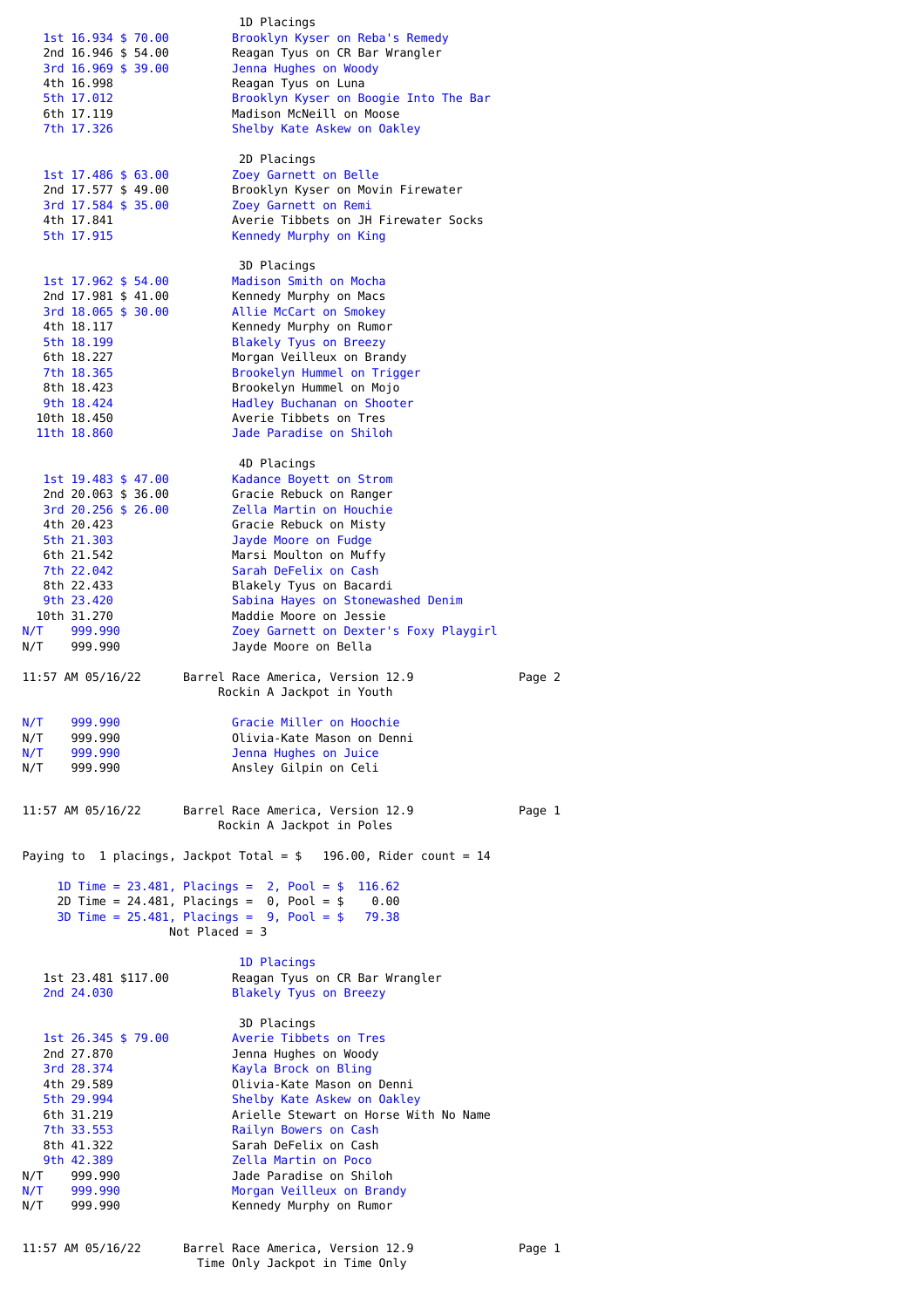## 1D Placings

| Place | Time | Payout | Rider |
|---|---|---|---|
| 1st | 16.934 | $ 70.00 | Brooklyn Kyser on Reba's Remedy |
| 2nd | 16.946 | $ 54.00 | Reagan Tyus on CR Bar Wrangler |
| 3rd | 16.969 | $ 39.00 | Jenna Hughes on Woody |
| 4th | 16.998 | | Reagan Tyus on Luna |
| 5th | 17.012 | | Brooklyn Kyser on Boogie Into The Bar |
| 6th | 17.119 | | Madison McNeill on Moose |
| 7th | 17.326 | | Shelby Kate Askew on Oakley |

## 2D Placings

| Place | Time | Payout | Rider |
|---|---|---|---|
| 1st | 17.486 | $ 63.00 | Zoey Garnett on Belle |
| 2nd | 17.577 | $ 49.00 | Brooklyn Kyser on Movin Firewater |
| 3rd | 17.584 | $ 35.00 | Zoey Garnett on Remi |
| 4th | 17.841 | | Averie Tibbets on JH Firewater Socks |
| 5th | 17.915 | | Kennedy Murphy on King |

## 3D Placings

| Place | Time | Payout | Rider |
|---|---|---|---|
| 1st | 17.962 | $ 54.00 | Madison Smith on Mocha |
| 2nd | 17.981 | $ 41.00 | Kennedy Murphy on Macs |
| 3rd | 18.065 | $ 30.00 | Allie McCart on Smokey |
| 4th | 18.117 | | Kennedy Murphy on Rumor |
| 5th | 18.199 | | Blakely Tyus on Breezy |
| 6th | 18.227 | | Morgan Veilleux on Brandy |
| 7th | 18.365 | | Brookelyn Hummel on Trigger |
| 8th | 18.423 | | Brookelyn Hummel on Mojo |
| 9th | 18.424 | | Hadley Buchanan on Shooter |
| 10th | 18.450 | | Averie Tibbets on Tres |
| 11th | 18.860 | | Jade Paradise on Shiloh |

## 4D Placings

| Place | Time | Payout | Rider |
|---|---|---|---|
| 1st | 19.483 | $ 47.00 | Kadance Boyett on Strom |
| 2nd | 20.063 | $ 36.00 | Gracie Rebuck on Ranger |
| 3rd | 20.256 | $ 26.00 | Zella Martin on Houchie |
| 4th | 20.423 | | Gracie Rebuck on Misty |
| 5th | 21.303 | | Jayde Moore on Fudge |
| 6th | 21.542 | | Marsi Moulton on Muffy |
| 7th | 22.042 | | Sarah DeFelix on Cash |
| 8th | 22.433 | | Blakely Tyus on Bacardi |
| 9th | 23.420 | | Sabina Hayes on Stonewashed Denim |
| 10th | 31.270 | | Maddie Moore on Jessie |
| N/T | 999.990 | | Zoey Garnett on Dexter's Foxy Playgirl |
| N/T | 999.990 | | Jayde Moore on Bella |

11:57 AM 05/16/22 Barrel Race America, Version 12.9 Page 2
Rockin A Jackpot in Youth

| Place | Time | Payout | Rider |
|---|---|---|---|
| N/T | 999.990 | | Gracie Miller on Hoochie |
| N/T | 999.990 | | Olivia-Kate Mason on Denni |
| N/T | 999.990 | | Jenna Hughes on Juice |
| N/T | 999.990 | | Ansley Gilpin on Celi |

11:57 AM 05/16/22 Barrel Race America, Version 12.9 Page 1
Rockin A Jackpot in Poles

Paying to 1 placings, Jackpot Total = $ 196.00, Rider count = 14

1D Time = 23.481, Placings = 2, Pool = $ 116.62
2D Time = 24.481, Placings = 0, Pool = $ 0.00
3D Time = 25.481, Placings = 9, Pool = $ 79.38
Not Placed = 3

## 1D Placings

| Place | Time | Payout | Rider |
|---|---|---|---|
| 1st | 23.481 | $117.00 | Reagan Tyus on CR Bar Wrangler |
| 2nd | 24.030 | | Blakely Tyus on Breezy |

## 3D Placings

| Place | Time | Payout | Rider |
|---|---|---|---|
| 1st | 26.345 | $ 79.00 | Averie Tibbets on Tres |
| 2nd | 27.870 | | Jenna Hughes on Woody |
| 3rd | 28.374 | | Kayla Brock on Bling |
| 4th | 29.589 | | Olivia-Kate Mason on Denni |
| 5th | 29.994 | | Shelby Kate Askew on Oakley |
| 6th | 31.219 | | Arielle Stewart on Horse With No Name |
| 7th | 33.553 | | Railyn Bowers on Cash |
| 8th | 41.322 | | Sarah DeFelix on Cash |
| 9th | 42.389 | | Zella Martin on Poco |
| N/T | 999.990 | | Jade Paradise on Shiloh |
| N/T | 999.990 | | Morgan Veilleux on Brandy |
| N/T | 999.990 | | Kennedy Murphy on Rumor |

11:57 AM 05/16/22 Barrel Race America, Version 12.9 Page 1
Time Only Jackpot in Time Only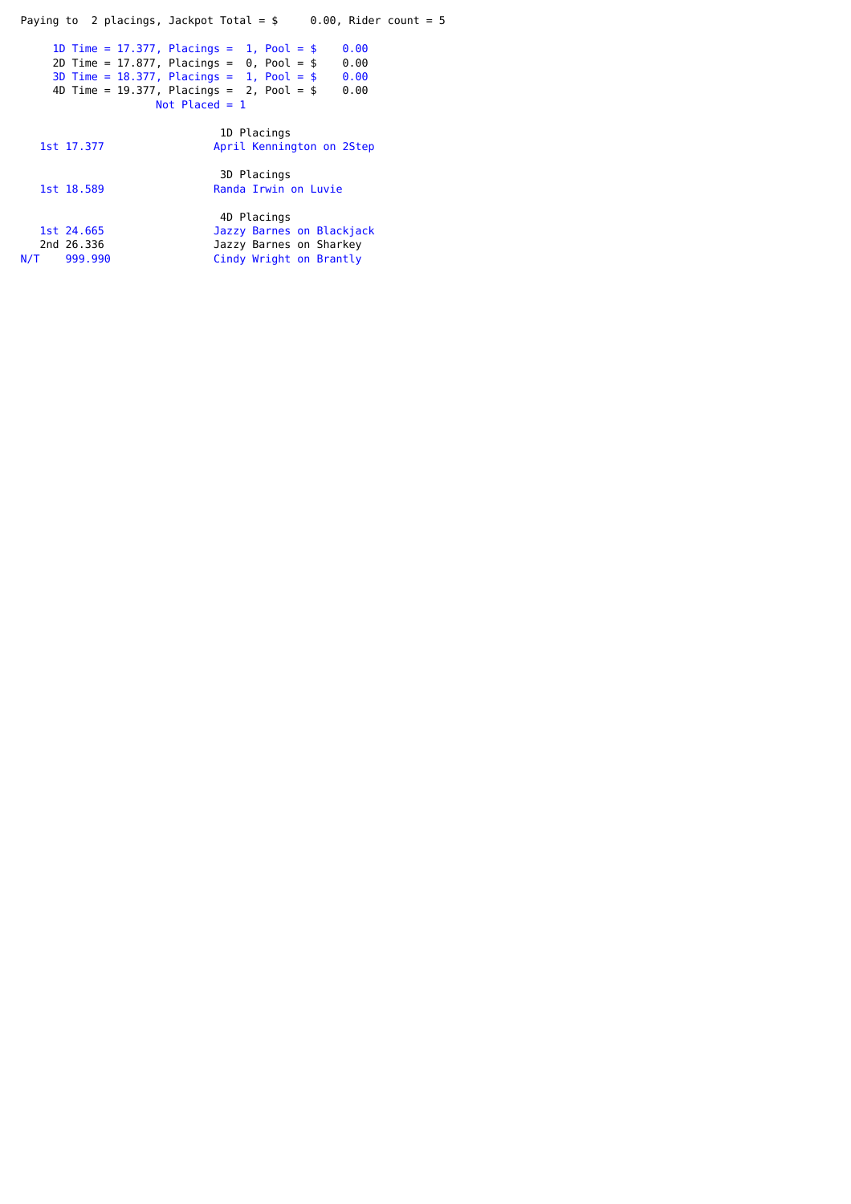Paying to 2 placings, Jackpot Total = $ 0.00, Rider count = 5

1D Time = 17.377, Placings = 1, Pool = $ 0.00
2D Time = 17.877, Placings = 0, Pool = $ 0.00
3D Time = 18.377, Placings = 1, Pool = $ 0.00
4D Time = 19.377, Placings = 2, Pool = $ 0.00
Not Placed = 1

1D Placings

| | |
|---|---|
| 1st 17.377 | April Kennington on 2Step |

3D Placings

| | |
|---|---|
| 1st 18.589 | Randa Irwin on Luvie |

4D Placings

| | |
|---|---|
| 1st 24.665 | Jazzy Barnes on Blackjack |
| 2nd 26.336 | Jazzy Barnes on Sharkey |
| N/T 999.990 | Cindy Wright on Brantly |